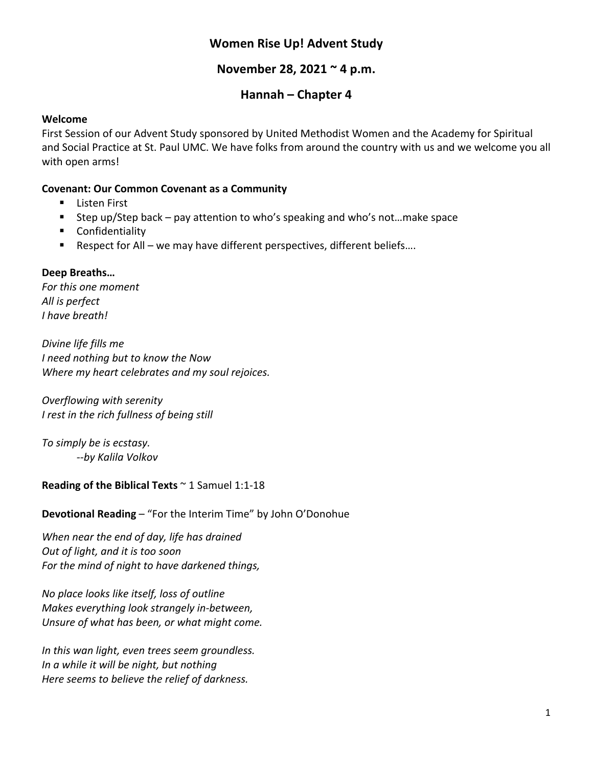# Women Rise Up! Advent Study

## November 28, 2021 ~ 4 p.m.

## Hannah – Chapter 4

**Welcome**

First Session of our Advent Study sponsored by United Methodist Women and the Academy for Spiritual and Social Practice at St. Paul UMC. We have folks from around the country with us and we welcome you all with open arms!

**Covenant: Our Common Covenant as a Community**

- Listen First
- Step up/Step back – pay attention to who's speaking and who's not…make space
- Confidentiality
- Respect for All – we may have different perspectives, different beliefs….

**Deep Breaths…**

*For this one moment*
*All is perfect*
*I have breath!*

*Divine life fills me*
*I need nothing but to know the Now*
*Where my heart celebrates and my soul rejoices.*

*Overflowing with serenity*
*I rest in the rich fullness of being still*

*To simply be is ecstasy.*
*--by Kalila Volkov*

**Reading of the Biblical Texts** ~ 1 Samuel 1:1-18

**Devotional Reading** – "For the Interim Time" by John O'Donohue

*When near the end of day, life has drained*
*Out of light, and it is too soon*
*For the mind of night to have darkened things,*

*No place looks like itself, loss of outline*
*Makes everything look strangely in-between,*
*Unsure of what has been, or what might come.*

*In this wan light, even trees seem groundless.*
*In a while it will be night, but nothing*
*Here seems to believe the relief of darkness.*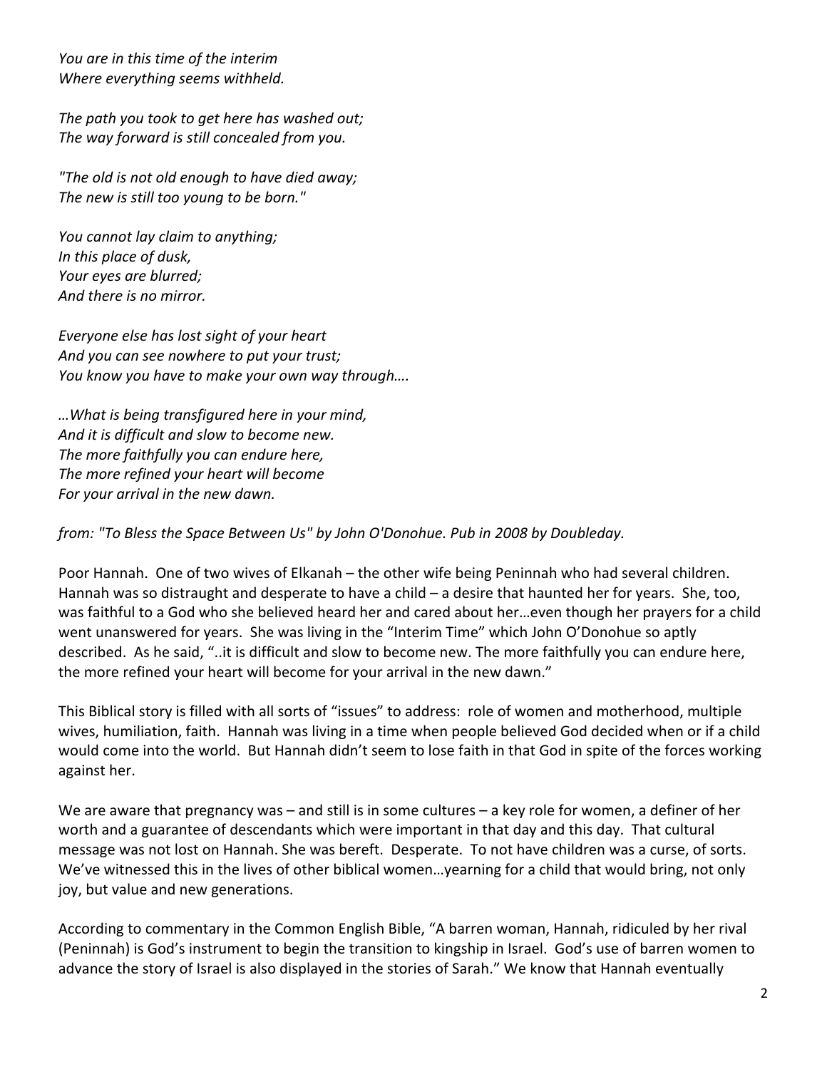*You are in this time of the interim*
*Where everything seems withheld.*

*The path you took to get here has washed out;*
*The way forward is still concealed from you.*

*"The old is not old enough to have died away;*
*The new is still too young to be born."*

*You cannot lay claim to anything;*
*In this place of dusk,*
*Your eyes are blurred;*
*And there is no mirror.*

*Everyone else has lost sight of your heart*
*And you can see nowhere to put your trust;*
*You know you have to make your own way through….*

*…What is being transfigured here in your mind,*
*And it is difficult and slow to become new.*
*The more faithfully you can endure here,*
*The more refined your heart will become*
*For your arrival in the new dawn.*

*from: "To Bless the Space Between Us" by John O'Donohue. Pub in 2008 by Doubleday.*

Poor Hannah. One of two wives of Elkanah – the other wife being Peninnah who had several children. Hannah was so distraught and desperate to have a child – a desire that haunted her for years. She, too, was faithful to a God who she believed heard her and cared about her…even though her prayers for a child went unanswered for years. She was living in the "Interim Time" which John O'Donohue so aptly described. As he said, "..it is difficult and slow to become new. The more faithfully you can endure here, the more refined your heart will become for your arrival in the new dawn."

This Biblical story is filled with all sorts of "issues" to address: role of women and motherhood, multiple wives, humiliation, faith. Hannah was living in a time when people believed God decided when or if a child would come into the world. But Hannah didn't seem to lose faith in that God in spite of the forces working against her.

We are aware that pregnancy was – and still is in some cultures – a key role for women, a definer of her worth and a guarantee of descendants which were important in that day and this day. That cultural message was not lost on Hannah. She was bereft. Desperate. To not have children was a curse, of sorts. We've witnessed this in the lives of other biblical women…yearning for a child that would bring, not only joy, but value and new generations.

According to commentary in the Common English Bible, "A barren woman, Hannah, ridiculed by her rival (Peninnah) is God's instrument to begin the transition to kingship in Israel. God's use of barren women to advance the story of Israel is also displayed in the stories of Sarah." We know that Hannah eventually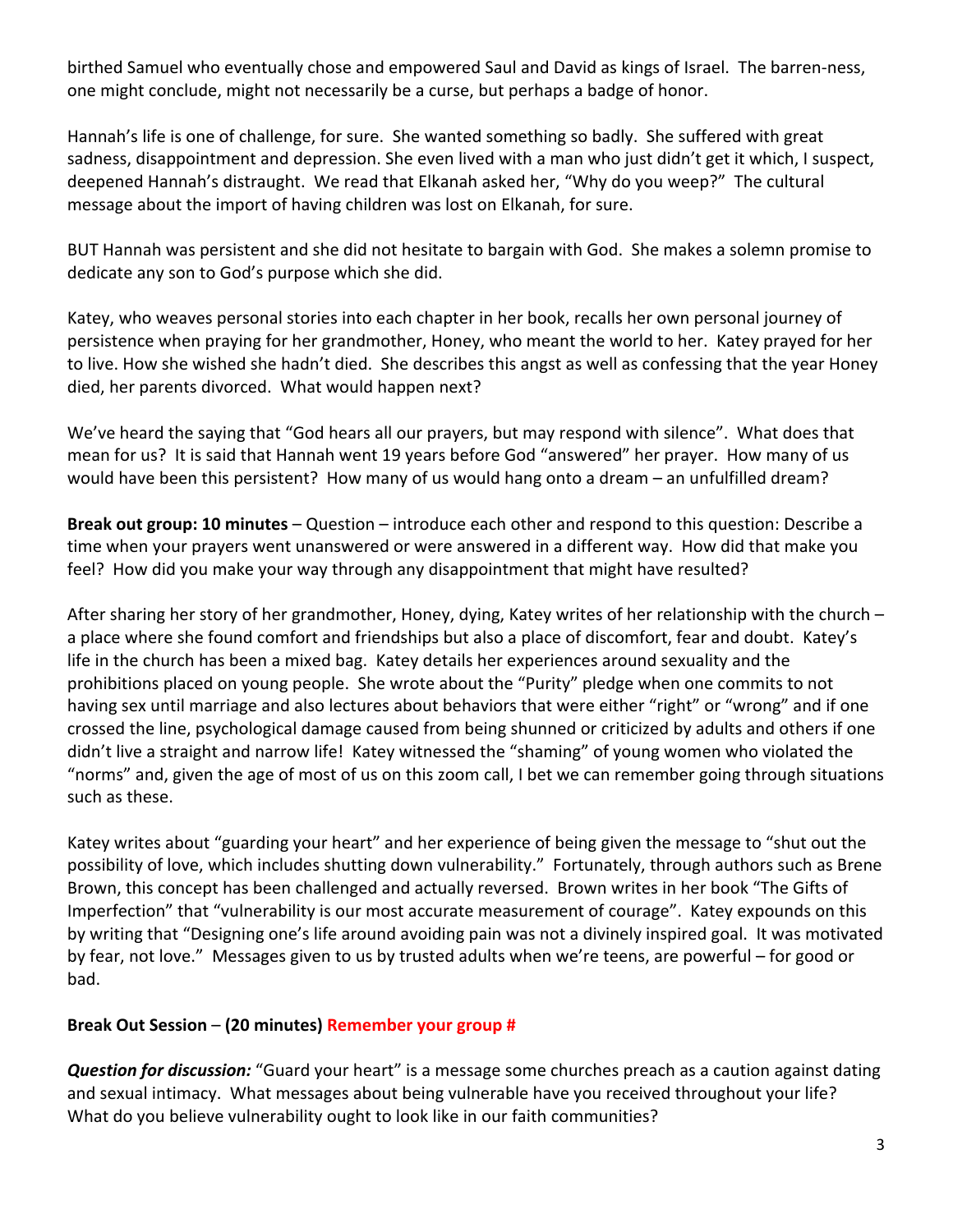birthed Samuel who eventually chose and empowered Saul and David as kings of Israel. The barren-ness, one might conclude, might not necessarily be a curse, but perhaps a badge of honor.

Hannah's life is one of challenge, for sure. She wanted something so badly. She suffered with great sadness, disappointment and depression. She even lived with a man who just didn't get it which, I suspect, deepened Hannah's distraught. We read that Elkanah asked her, "Why do you weep?" The cultural message about the import of having children was lost on Elkanah, for sure.

BUT Hannah was persistent and she did not hesitate to bargain with God. She makes a solemn promise to dedicate any son to God's purpose which she did.

Katey, who weaves personal stories into each chapter in her book, recalls her own personal journey of persistence when praying for her grandmother, Honey, who meant the world to her. Katey prayed for her to live. How she wished she hadn't died. She describes this angst as well as confessing that the year Honey died, her parents divorced. What would happen next?

We've heard the saying that "God hears all our prayers, but may respond with silence". What does that mean for us? It is said that Hannah went 19 years before God "answered" her prayer. How many of us would have been this persistent? How many of us would hang onto a dream – an unfulfilled dream?

**Break out group: 10 minutes** – Question – introduce each other and respond to this question: Describe a time when your prayers went unanswered or were answered in a different way. How did that make you feel? How did you make your way through any disappointment that might have resulted?

After sharing her story of her grandmother, Honey, dying, Katey writes of her relationship with the church – a place where she found comfort and friendships but also a place of discomfort, fear and doubt. Katey's life in the church has been a mixed bag. Katey details her experiences around sexuality and the prohibitions placed on young people. She wrote about the "Purity" pledge when one commits to not having sex until marriage and also lectures about behaviors that were either "right" or "wrong" and if one crossed the line, psychological damage caused from being shunned or criticized by adults and others if one didn't live a straight and narrow life! Katey witnessed the "shaming" of young women who violated the "norms" and, given the age of most of us on this zoom call, I bet we can remember going through situations such as these.

Katey writes about "guarding your heart" and her experience of being given the message to "shut out the possibility of love, which includes shutting down vulnerability." Fortunately, through authors such as Brene Brown, this concept has been challenged and actually reversed. Brown writes in her book "The Gifts of Imperfection" that "vulnerability is our most accurate measurement of courage". Katey expounds on this by writing that "Designing one's life around avoiding pain was not a divinely inspired goal. It was motivated by fear, not love." Messages given to us by trusted adults when we're teens, are powerful – for good or bad.

**Break Out Session – (20 minutes) Remember your group #**

***Question for discussion:*** "Guard your heart" is a message some churches preach as a caution against dating and sexual intimacy. What messages about being vulnerable have you received throughout your life? What do you believe vulnerability ought to look like in our faith communities?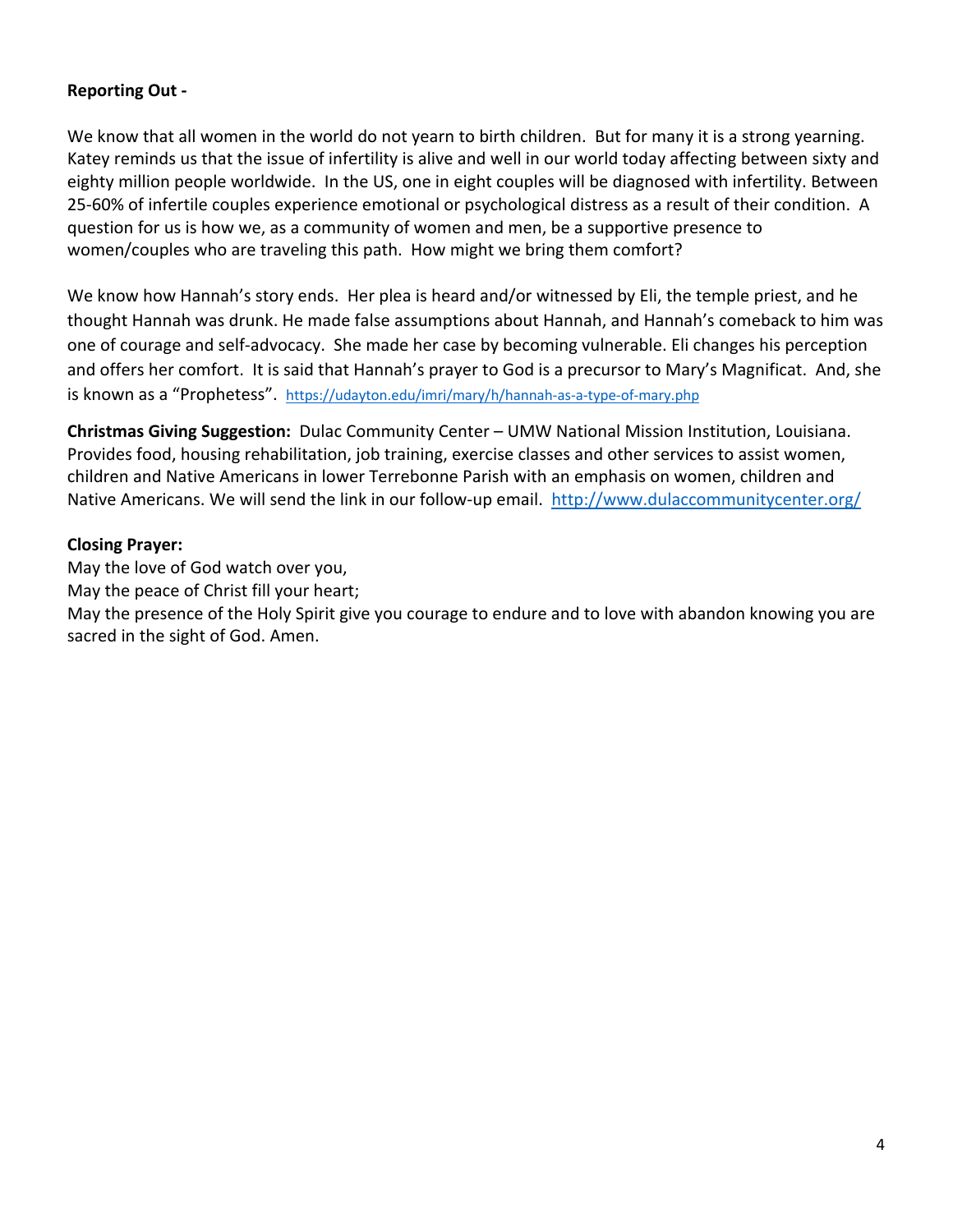**Reporting Out -**

We know that all women in the world do not yearn to birth children. But for many it is a strong yearning. Katey reminds us that the issue of infertility is alive and well in our world today affecting between sixty and eighty million people worldwide. In the US, one in eight couples will be diagnosed with infertility. Between 25-60% of infertile couples experience emotional or psychological distress as a result of their condition. A question for us is how we, as a community of women and men, be a supportive presence to women/couples who are traveling this path. How might we bring them comfort?

We know how Hannah's story ends. Her plea is heard and/or witnessed by Eli, the temple priest, and he thought Hannah was drunk. He made false assumptions about Hannah, and Hannah's comeback to him was one of courage and self-advocacy. She made her case by becoming vulnerable. Eli changes his perception and offers her comfort. It is said that Hannah's prayer to God is a precursor to Mary's Magnificat. And, she is known as a "Prophetess". https://udayton.edu/imri/mary/h/hannah-as-a-type-of-mary.php

**Christmas Giving Suggestion:** Dulac Community Center – UMW National Mission Institution, Louisiana. Provides food, housing rehabilitation, job training, exercise classes and other services to assist women, children and Native Americans in lower Terrebonne Parish with an emphasis on women, children and Native Americans. We will send the link in our follow-up email. http://www.dulaccommunitycenter.org/

**Closing Prayer:**

May the love of God watch over you,
May the peace of Christ fill your heart;
May the presence of the Holy Spirit give you courage to endure and to love with abandon knowing you are sacred in the sight of God. Amen.